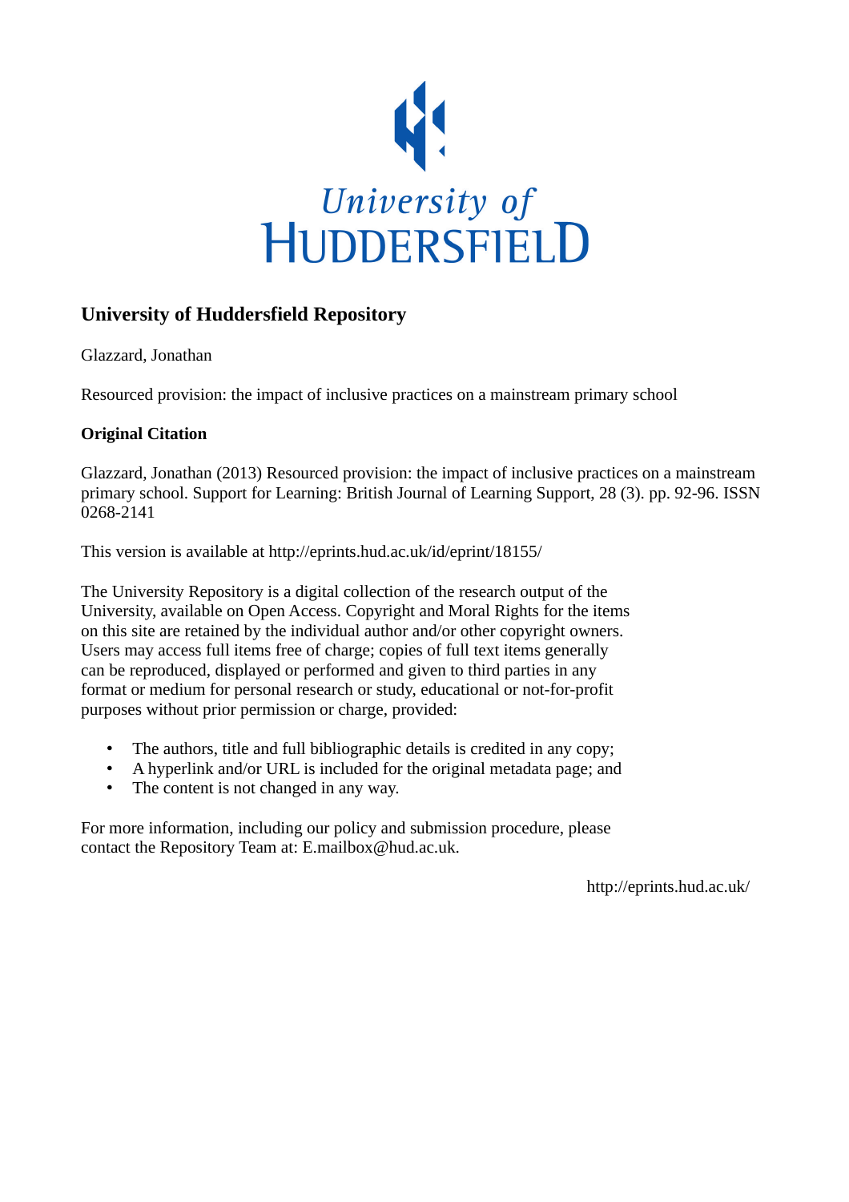University of HUDDERSFIELD

## University of Huddersfield Repository

Glazzard, Jonathan

Resourced provision: the impact of inclusive practices on a mainstream primary school

### Original Citation

Glazzard, Jonathan (2013) Resourced provision: the impact of inclusive practices on a mainstream primary school. Support for Learning: British Journal of Learning Support, 28 (3). pp. 92-96. ISSN 0268-2141

This version is available at http://eprints.hud.ac.uk/id/eprint/18155/

The University Repository is a digital collection of the research output of the University, available on Open Access. Copyright and Moral Rights for the items on this site are retained by the individual author and/or other copyright owners. Users may access full items free of charge; copies of full text items generally can be reproduced, displayed or performed and given to third parties in any format or medium for personal research or study, educational or not-for-profit purposes without prior permission or charge, provided:

- The authors, title and full bibliographic details is credited in any copy;
- A hyperlink and/or URL is included for the original metadata page; and
- The content is not changed in any way.

For more information, including our policy and submission procedure, please contact the Repository Team at: E.mailbox@hud.ac.uk.

http://eprints.hud.ac.uk/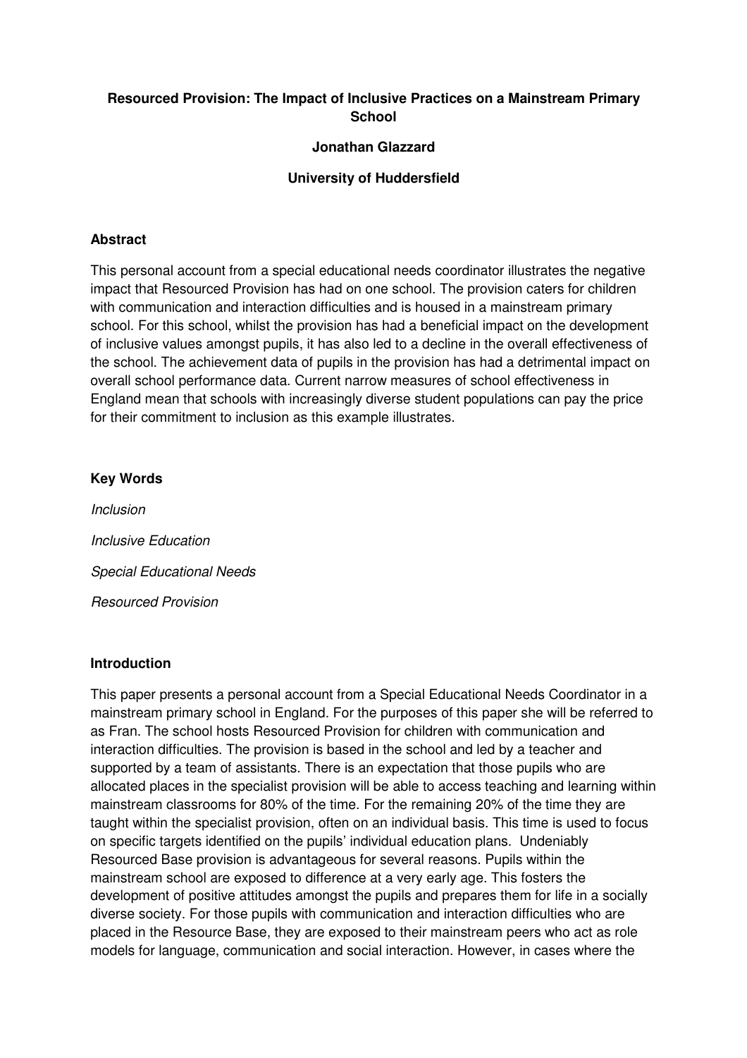**Resourced Provision: The Impact of Inclusive Practices on a Mainstream Primary School**

**Jonathan Glazzard**

**University of Huddersfield**

## Abstract

This personal account from a special educational needs coordinator illustrates the negative impact that Resourced Provision has had on one school. The provision caters for children with communication and interaction difficulties and is housed in a mainstream primary school. For this school, whilst the provision has had a beneficial impact on the development of inclusive values amongst pupils, it has also led to a decline in the overall effectiveness of the school. The achievement data of pupils in the provision has had a detrimental impact on overall school performance data. Current narrow measures of school effectiveness in England mean that schools with increasingly diverse student populations can pay the price for their commitment to inclusion as this example illustrates.

## Key Words

*Inclusion*

*Inclusive Education*

*Special Educational Needs*

*Resourced Provision*

## Introduction

This paper presents a personal account from a Special Educational Needs Coordinator in a mainstream primary school in England. For the purposes of this paper she will be referred to as Fran. The school hosts Resourced Provision for children with communication and interaction difficulties. The provision is based in the school and led by a teacher and supported by a team of assistants. There is an expectation that those pupils who are allocated places in the specialist provision will be able to access teaching and learning within mainstream classrooms for 80% of the time. For the remaining 20% of the time they are taught within the specialist provision, often on an individual basis. This time is used to focus on specific targets identified on the pupils' individual education plans. Undeniably Resourced Base provision is advantageous for several reasons. Pupils within the mainstream school are exposed to difference at a very early age. This fosters the development of positive attitudes amongst the pupils and prepares them for life in a socially diverse society. For those pupils with communication and interaction difficulties who are placed in the Resource Base, they are exposed to their mainstream peers who act as role models for language, communication and social interaction. However, in cases where the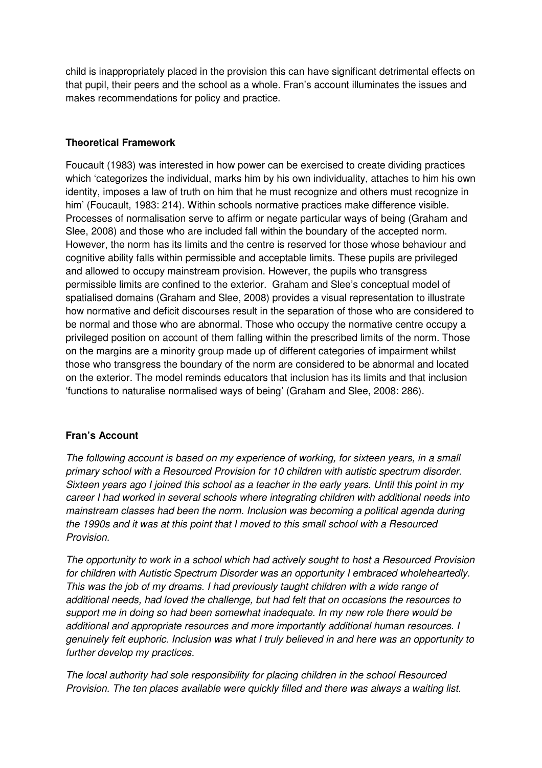child is inappropriately placed in the provision this can have significant detrimental effects on that pupil, their peers and the school as a whole. Fran's account illuminates the issues and makes recommendations for policy and practice.

## Theoretical Framework

Foucault (1983) was interested in how power can be exercised to create dividing practices which 'categorizes the individual, marks him by his own individuality, attaches to him his own identity, imposes a law of truth on him that he must recognize and others must recognize in him' (Foucault, 1983: 214). Within schools normative practices make difference visible. Processes of normalisation serve to affirm or negate particular ways of being (Graham and Slee, 2008) and those who are included fall within the boundary of the accepted norm. However, the norm has its limits and the centre is reserved for those whose behaviour and cognitive ability falls within permissible and acceptable limits. These pupils are privileged and allowed to occupy mainstream provision. However, the pupils who transgress permissible limits are confined to the exterior. Graham and Slee's conceptual model of spatialised domains (Graham and Slee, 2008) provides a visual representation to illustrate how normative and deficit discourses result in the separation of those who are considered to be normal and those who are abnormal. Those who occupy the normative centre occupy a privileged position on account of them falling within the prescribed limits of the norm. Those on the margins are a minority group made up of different categories of impairment whilst those who transgress the boundary of the norm are considered to be abnormal and located on the exterior. The model reminds educators that inclusion has its limits and that inclusion 'functions to naturalise normalised ways of being' (Graham and Slee, 2008: 286).

## Fran's Account

*The following account is based on my experience of working, for sixteen years, in a small primary school with a Resourced Provision for 10 children with autistic spectrum disorder. Sixteen years ago I joined this school as a teacher in the early years. Until this point in my career I had worked in several schools where integrating children with additional needs into mainstream classes had been the norm. Inclusion was becoming a political agenda during the 1990s and it was at this point that I moved to this small school with a Resourced Provision.*

*The opportunity to work in a school which had actively sought to host a Resourced Provision for children with Autistic Spectrum Disorder was an opportunity I embraced wholeheartedly. This was the job of my dreams. I had previously taught children with a wide range of additional needs, had loved the challenge, but had felt that on occasions the resources to support me in doing so had been somewhat inadequate. In my new role there would be additional and appropriate resources and more importantly additional human resources. I genuinely felt euphoric. Inclusion was what I truly believed in and here was an opportunity to further develop my practices.*

*The local authority had sole responsibility for placing children in the school Resourced Provision. The ten places available were quickly filled and there was always a waiting list.*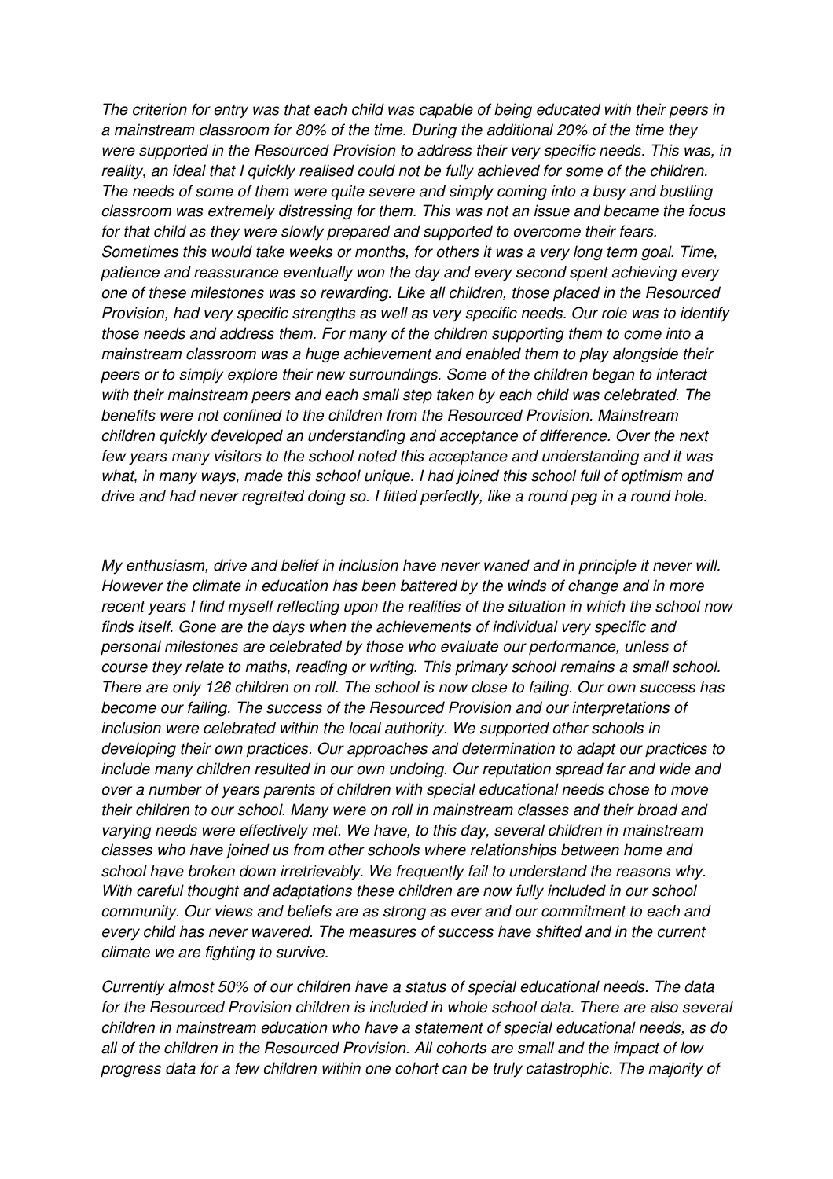*The criterion for entry was that each child was capable of being educated with their peers in a mainstream classroom for 80% of the time. During the additional 20% of the time they were supported in the Resourced Provision to address their very specific needs. This was, in reality, an ideal that I quickly realised could not be fully achieved for some of the children. The needs of some of them were quite severe and simply coming into a busy and bustling classroom was extremely distressing for them. This was not an issue and became the focus for that child as they were slowly prepared and supported to overcome their fears. Sometimes this would take weeks or months, for others it was a very long term goal. Time, patience and reassurance eventually won the day and every second spent achieving every one of these milestones was so rewarding. Like all children, those placed in the Resourced Provision, had very specific strengths as well as very specific needs. Our role was to identify those needs and address them. For many of the children supporting them to come into a mainstream classroom was a huge achievement and enabled them to play alongside their peers or to simply explore their new surroundings. Some of the children began to interact with their mainstream peers and each small step taken by each child was celebrated. The benefits were not confined to the children from the Resourced Provision. Mainstream children quickly developed an understanding and acceptance of difference. Over the next few years many visitors to the school noted this acceptance and understanding and it was what, in many ways, made this school unique. I had joined this school full of optimism and drive and had never regretted doing so. I fitted perfectly, like a round peg in a round hole.*

*My enthusiasm, drive and belief in inclusion have never waned and in principle it never will. However the climate in education has been battered by the winds of change and in more recent years I find myself reflecting upon the realities of the situation in which the school now finds itself. Gone are the days when the achievements of individual very specific and personal milestones are celebrated by those who evaluate our performance, unless of course they relate to maths, reading or writing. This primary school remains a small school. There are only 126 children on roll. The school is now close to failing. Our own success has become our failing. The success of the Resourced Provision and our interpretations of inclusion were celebrated within the local authority. We supported other schools in developing their own practices. Our approaches and determination to adapt our practices to include many children resulted in our own undoing. Our reputation spread far and wide and over a number of years parents of children with special educational needs chose to move their children to our school. Many were on roll in mainstream classes and their broad and varying needs were effectively met. We have, to this day, several children in mainstream classes who have joined us from other schools where relationships between home and school have broken down irretrievably. We frequently fail to understand the reasons why. With careful thought and adaptations these children are now fully included in our school community. Our views and beliefs are as strong as ever and our commitment to each and every child has never wavered. The measures of success have shifted and in the current climate we are fighting to survive.*

*Currently almost 50% of our children have a status of special educational needs. The data for the Resourced Provision children is included in whole school data. There are also several children in mainstream education who have a statement of special educational needs, as do all of the children in the Resourced Provision. All cohorts are small and the impact of low progress data for a few children within one cohort can be truly catastrophic. The majority of*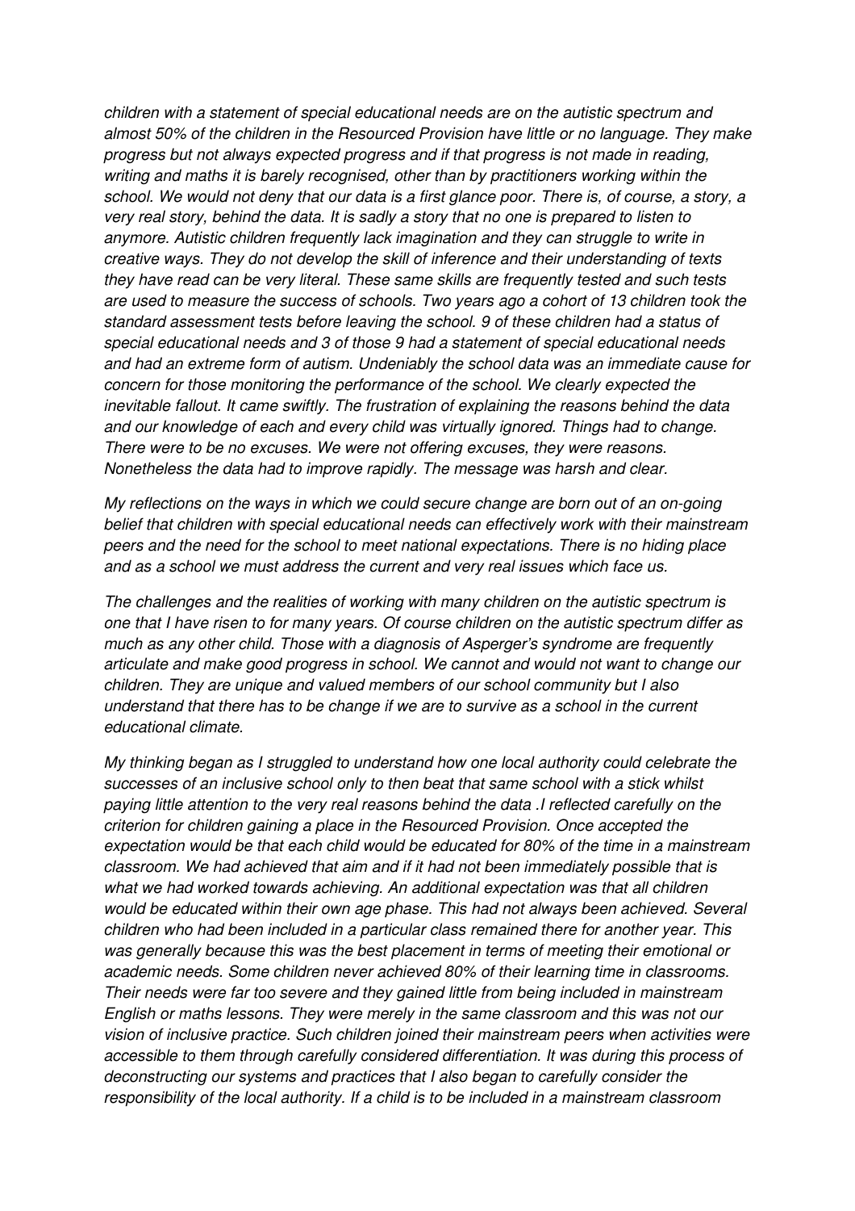*children with a statement of special educational needs are on the autistic spectrum and almost 50% of the children in the Resourced Provision have little or no language. They make progress but not always expected progress and if that progress is not made in reading, writing and maths it is barely recognised, other than by practitioners working within the school. We would not deny that our data is a first glance poor. There is, of course, a story, a very real story, behind the data. It is sadly a story that no one is prepared to listen to anymore. Autistic children frequently lack imagination and they can struggle to write in creative ways. They do not develop the skill of inference and their understanding of texts they have read can be very literal. These same skills are frequently tested and such tests are used to measure the success of schools. Two years ago a cohort of 13 children took the standard assessment tests before leaving the school. 9 of these children had a status of special educational needs and 3 of those 9 had a statement of special educational needs and had an extreme form of autism. Undeniably the school data was an immediate cause for concern for those monitoring the performance of the school. We clearly expected the inevitable fallout. It came swiftly. The frustration of explaining the reasons behind the data and our knowledge of each and every child was virtually ignored. Things had to change. There were to be no excuses. We were not offering excuses, they were reasons. Nonetheless the data had to improve rapidly. The message was harsh and clear.*

*My reflections on the ways in which we could secure change are born out of an on-going belief that children with special educational needs can effectively work with their mainstream peers and the need for the school to meet national expectations. There is no hiding place and as a school we must address the current and very real issues which face us.*

*The challenges and the realities of working with many children on the autistic spectrum is one that I have risen to for many years. Of course children on the autistic spectrum differ as much as any other child. Those with a diagnosis of Asperger's syndrome are frequently articulate and make good progress in school. We cannot and would not want to change our children. They are unique and valued members of our school community but I also understand that there has to be change if we are to survive as a school in the current educational climate.*

*My thinking began as I struggled to understand how one local authority could celebrate the successes of an inclusive school only to then beat that same school with a stick whilst paying little attention to the very real reasons behind the data .I reflected carefully on the criterion for children gaining a place in the Resourced Provision. Once accepted the expectation would be that each child would be educated for 80% of the time in a mainstream classroom. We had achieved that aim and if it had not been immediately possible that is what we had worked towards achieving. An additional expectation was that all children would be educated within their own age phase. This had not always been achieved. Several children who had been included in a particular class remained there for another year. This was generally because this was the best placement in terms of meeting their emotional or academic needs. Some children never achieved 80% of their learning time in classrooms. Their needs were far too severe and they gained little from being included in mainstream English or maths lessons. They were merely in the same classroom and this was not our vision of inclusive practice. Such children joined their mainstream peers when activities were accessible to them through carefully considered differentiation. It was during this process of deconstructing our systems and practices that I also began to carefully consider the responsibility of the local authority. If a child is to be included in a mainstream classroom*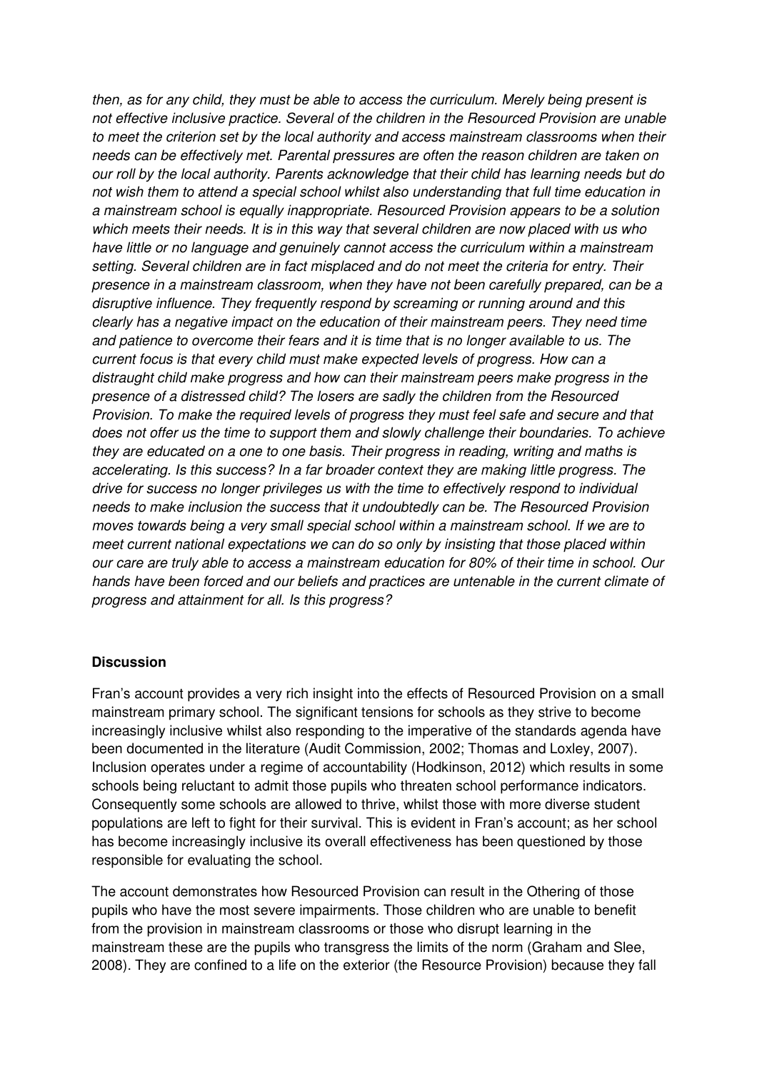*then, as for any child, they must be able to access the curriculum. Merely being present is not effective inclusive practice. Several of the children in the Resourced Provision are unable to meet the criterion set by the local authority and access mainstream classrooms when their needs can be effectively met. Parental pressures are often the reason children are taken on our roll by the local authority. Parents acknowledge that their child has learning needs but do not wish them to attend a special school whilst also understanding that full time education in a mainstream school is equally inappropriate. Resourced Provision appears to be a solution which meets their needs. It is in this way that several children are now placed with us who have little or no language and genuinely cannot access the curriculum within a mainstream setting. Several children are in fact misplaced and do not meet the criteria for entry. Their presence in a mainstream classroom, when they have not been carefully prepared, can be a disruptive influence. They frequently respond by screaming or running around and this clearly has a negative impact on the education of their mainstream peers. They need time and patience to overcome their fears and it is time that is no longer available to us. The current focus is that every child must make expected levels of progress. How can a distraught child make progress and how can their mainstream peers make progress in the presence of a distressed child? The losers are sadly the children from the Resourced Provision. To make the required levels of progress they must feel safe and secure and that does not offer us the time to support them and slowly challenge their boundaries. To achieve they are educated on a one to one basis. Their progress in reading, writing and maths is accelerating. Is this success? In a far broader context they are making little progress. The drive for success no longer privileges us with the time to effectively respond to individual needs to make inclusion the success that it undoubtedly can be. The Resourced Provision moves towards being a very small special school within a mainstream school. If we are to meet current national expectations we can do so only by insisting that those placed within our care are truly able to access a mainstream education for 80% of their time in school. Our hands have been forced and our beliefs and practices are untenable in the current climate of progress and attainment for all. Is this progress?*

**Discussion**

Fran's account provides a very rich insight into the effects of Resourced Provision on a small mainstream primary school. The significant tensions for schools as they strive to become increasingly inclusive whilst also responding to the imperative of the standards agenda have been documented in the literature (Audit Commission, 2002; Thomas and Loxley, 2007). Inclusion operates under a regime of accountability (Hodkinson, 2012) which results in some schools being reluctant to admit those pupils who threaten school performance indicators. Consequently some schools are allowed to thrive, whilst those with more diverse student populations are left to fight for their survival. This is evident in Fran's account; as her school has become increasingly inclusive its overall effectiveness has been questioned by those responsible for evaluating the school.

The account demonstrates how Resourced Provision can result in the Othering of those pupils who have the most severe impairments. Those children who are unable to benefit from the provision in mainstream classrooms or those who disrupt learning in the mainstream these are the pupils who transgress the limits of the norm (Graham and Slee, 2008). They are confined to a life on the exterior (the Resource Provision) because they fall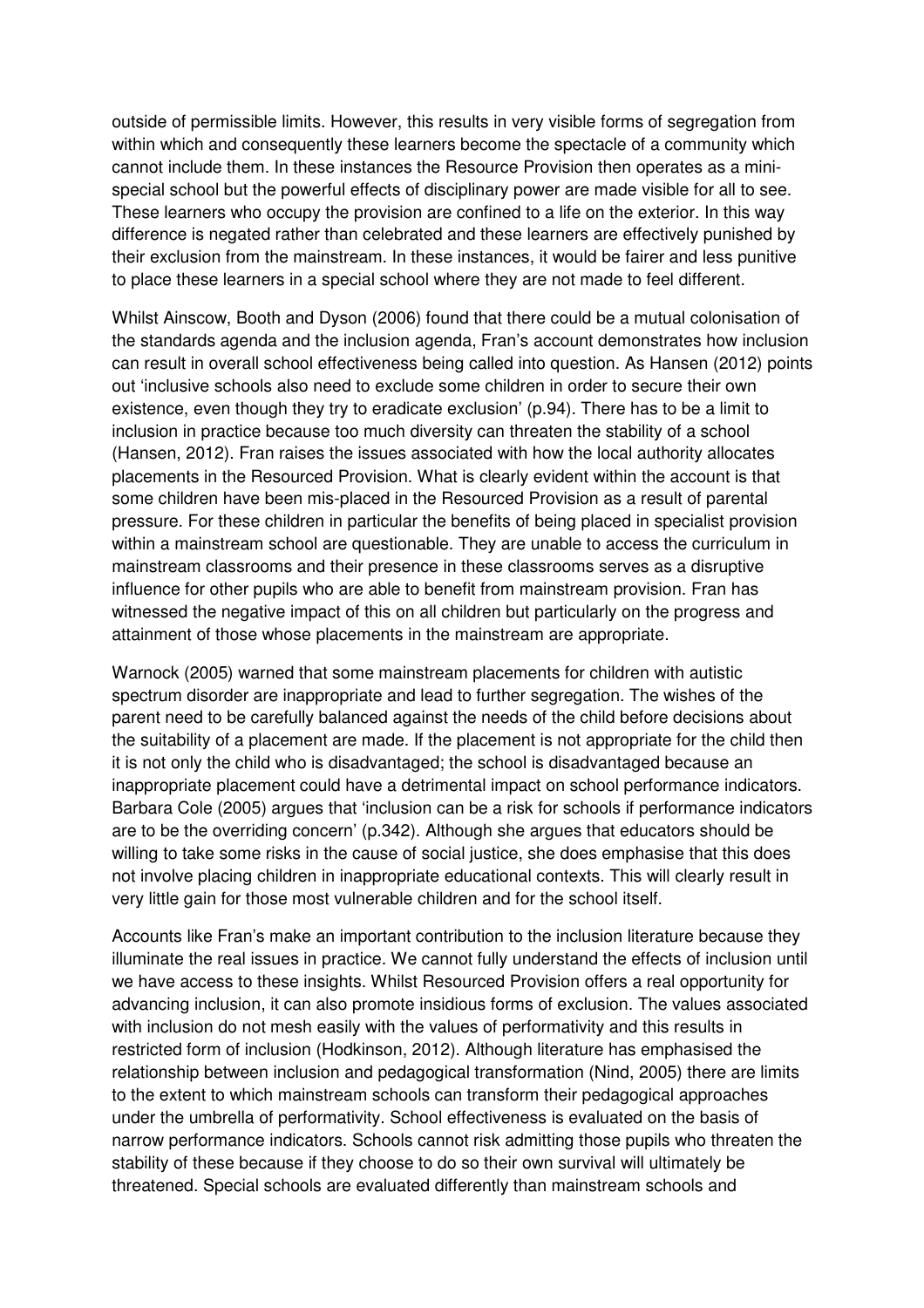outside of permissible limits. However, this results in very visible forms of segregation from within which and consequently these learners become the spectacle of a community which cannot include them. In these instances the Resource Provision then operates as a mini-special school but the powerful effects of disciplinary power are made visible for all to see. These learners who occupy the provision are confined to a life on the exterior. In this way difference is negated rather than celebrated and these learners are effectively punished by their exclusion from the mainstream. In these instances, it would be fairer and less punitive to place these learners in a special school where they are not made to feel different.

Whilst Ainscow, Booth and Dyson (2006) found that there could be a mutual colonisation of the standards agenda and the inclusion agenda, Fran's account demonstrates how inclusion can result in overall school effectiveness being called into question. As Hansen (2012) points out 'inclusive schools also need to exclude some children in order to secure their own existence, even though they try to eradicate exclusion' (p.94). There has to be a limit to inclusion in practice because too much diversity can threaten the stability of a school (Hansen, 2012). Fran raises the issues associated with how the local authority allocates placements in the Resourced Provision. What is clearly evident within the account is that some children have been mis-placed in the Resourced Provision as a result of parental pressure. For these children in particular the benefits of being placed in specialist provision within a mainstream school are questionable. They are unable to access the curriculum in mainstream classrooms and their presence in these classrooms serves as a disruptive influence for other pupils who are able to benefit from mainstream provision. Fran has witnessed the negative impact of this on all children but particularly on the progress and attainment of those whose placements in the mainstream are appropriate.

Warnock (2005) warned that some mainstream placements for children with autistic spectrum disorder are inappropriate and lead to further segregation. The wishes of the parent need to be carefully balanced against the needs of the child before decisions about the suitability of a placement are made. If the placement is not appropriate for the child then it is not only the child who is disadvantaged; the school is disadvantaged because an inappropriate placement could have a detrimental impact on school performance indicators. Barbara Cole (2005) argues that 'inclusion can be a risk for schools if performance indicators are to be the overriding concern' (p.342). Although she argues that educators should be willing to take some risks in the cause of social justice, she does emphasise that this does not involve placing children in inappropriate educational contexts. This will clearly result in very little gain for those most vulnerable children and for the school itself.

Accounts like Fran's make an important contribution to the inclusion literature because they illuminate the real issues in practice. We cannot fully understand the effects of inclusion until we have access to these insights. Whilst Resourced Provision offers a real opportunity for advancing inclusion, it can also promote insidious forms of exclusion. The values associated with inclusion do not mesh easily with the values of performativity and this results in restricted form of inclusion (Hodkinson, 2012). Although literature has emphasised the relationship between inclusion and pedagogical transformation (Nind, 2005) there are limits to the extent to which mainstream schools can transform their pedagogical approaches under the umbrella of performativity. School effectiveness is evaluated on the basis of narrow performance indicators. Schools cannot risk admitting those pupils who threaten the stability of these because if they choose to do so their own survival will ultimately be threatened. Special schools are evaluated differently than mainstream schools and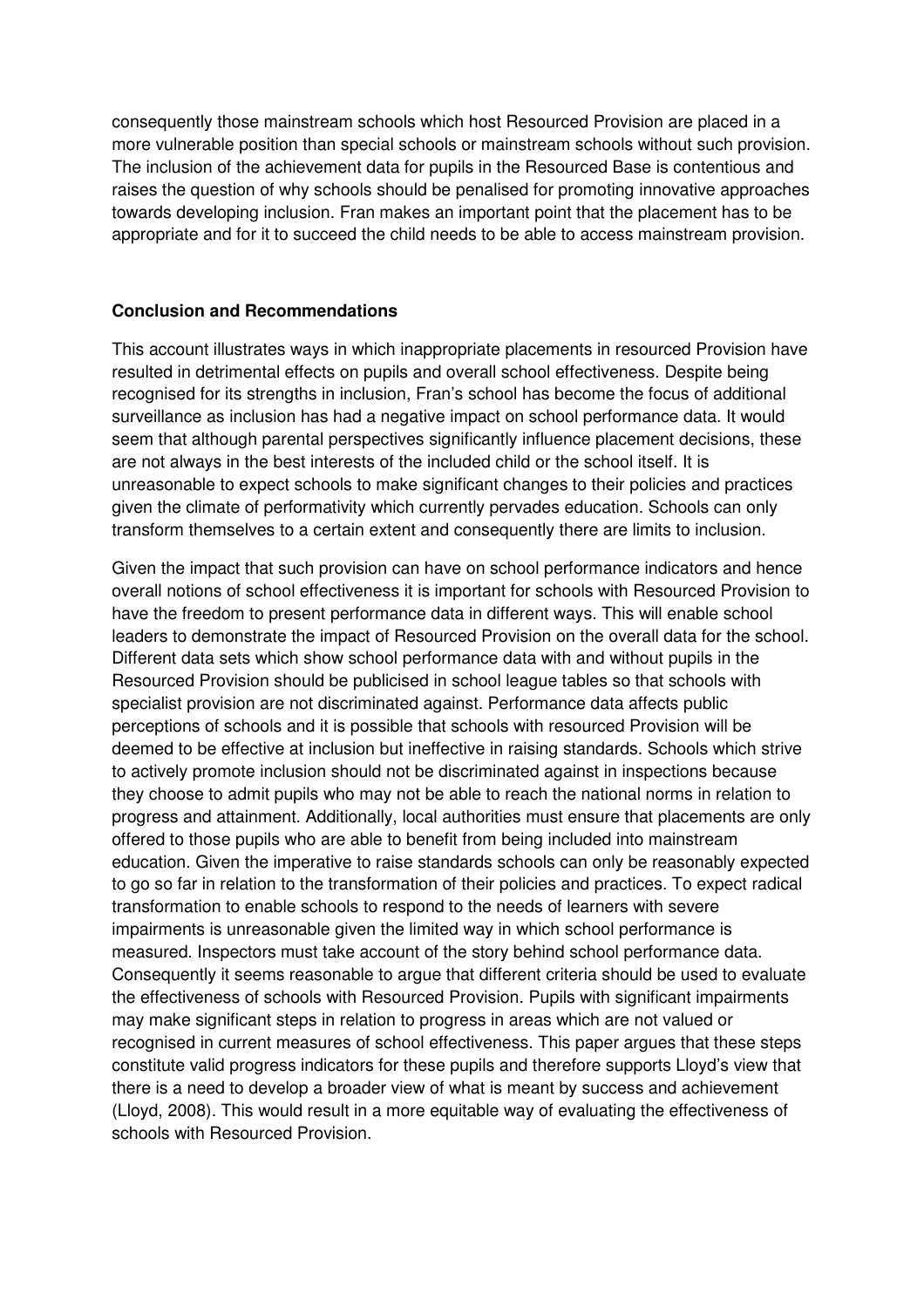consequently those mainstream schools which host Resourced Provision are placed in a more vulnerable position than special schools or mainstream schools without such provision. The inclusion of the achievement data for pupils in the Resourced Base is contentious and raises the question of why schools should be penalised for promoting innovative approaches towards developing inclusion. Fran makes an important point that the placement has to be appropriate and for it to succeed the child needs to be able to access mainstream provision.

## Conclusion and Recommendations

This account illustrates ways in which inappropriate placements in resourced Provision have resulted in detrimental effects on pupils and overall school effectiveness. Despite being recognised for its strengths in inclusion, Fran's school has become the focus of additional surveillance as inclusion has had a negative impact on school performance data. It would seem that although parental perspectives significantly influence placement decisions, these are not always in the best interests of the included child or the school itself. It is unreasonable to expect schools to make significant changes to their policies and practices given the climate of performativity which currently pervades education. Schools can only transform themselves to a certain extent and consequently there are limits to inclusion.

Given the impact that such provision can have on school performance indicators and hence overall notions of school effectiveness it is important for schools with Resourced Provision to have the freedom to present performance data in different ways. This will enable school leaders to demonstrate the impact of Resourced Provision on the overall data for the school. Different data sets which show school performance data with and without pupils in the Resourced Provision should be publicised in school league tables so that schools with specialist provision are not discriminated against. Performance data affects public perceptions of schools and it is possible that schools with resourced Provision will be deemed to be effective at inclusion but ineffective in raising standards. Schools which strive to actively promote inclusion should not be discriminated against in inspections because they choose to admit pupils who may not be able to reach the national norms in relation to progress and attainment. Additionally, local authorities must ensure that placements are only offered to those pupils who are able to benefit from being included into mainstream education. Given the imperative to raise standards schools can only be reasonably expected to go so far in relation to the transformation of their policies and practices. To expect radical transformation to enable schools to respond to the needs of learners with severe impairments is unreasonable given the limited way in which school performance is measured. Inspectors must take account of the story behind school performance data. Consequently it seems reasonable to argue that different criteria should be used to evaluate the effectiveness of schools with Resourced Provision. Pupils with significant impairments may make significant steps in relation to progress in areas which are not valued or recognised in current measures of school effectiveness. This paper argues that these steps constitute valid progress indicators for these pupils and therefore supports Lloyd's view that there is a need to develop a broader view of what is meant by success and achievement (Lloyd, 2008). This would result in a more equitable way of evaluating the effectiveness of schools with Resourced Provision.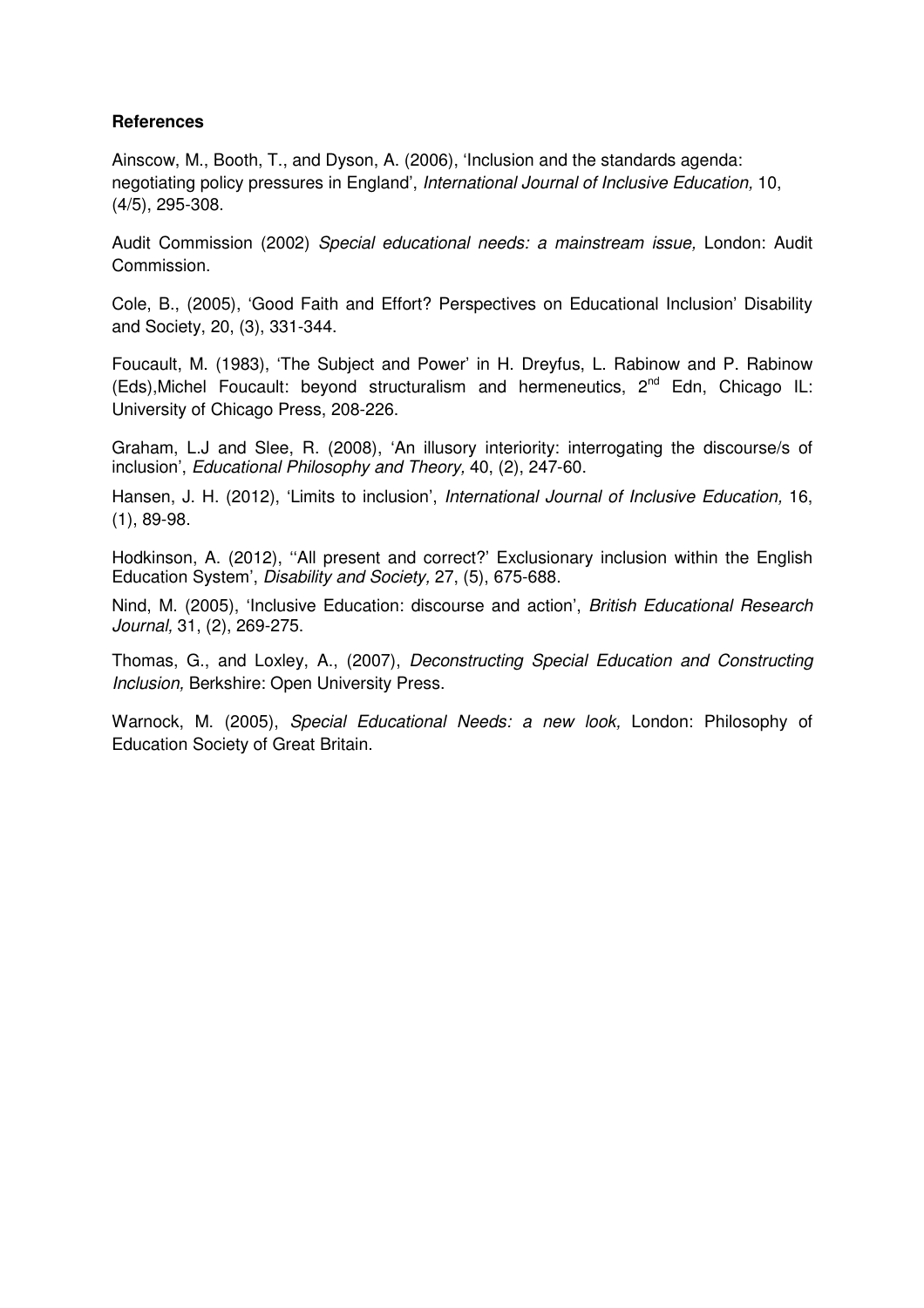**References**

Ainscow, M., Booth, T., and Dyson, A. (2006), 'Inclusion and the standards agenda: negotiating policy pressures in England', *International Journal of Inclusive Education,* 10, (4/5), 295-308.

Audit Commission (2002) *Special educational needs: a mainstream issue,* London: Audit Commission.

Cole, B., (2005), 'Good Faith and Effort? Perspectives on Educational Inclusion' Disability and Society, 20, (3), 331-344.

Foucault, M. (1983), 'The Subject and Power' in H. Dreyfus, L. Rabinow and P. Rabinow (Eds),Michel Foucault: beyond structuralism and hermeneutics, 2nd Edn, Chicago IL: University of Chicago Press, 208-226.

Graham, L.J and Slee, R. (2008), 'An illusory interiority: interrogating the discourse/s of inclusion', *Educational Philosophy and Theory,* 40, (2), 247-60.

Hansen, J. H. (2012), 'Limits to inclusion', *International Journal of Inclusive Education,* 16, (1), 89-98.

Hodkinson, A. (2012), ''All present and correct?' Exclusionary inclusion within the English Education System', *Disability and Society,* 27, (5), 675-688.

Nind, M. (2005), 'Inclusive Education: discourse and action', *British Educational Research Journal,* 31, (2), 269-275.

Thomas, G., and Loxley, A., (2007), *Deconstructing Special Education and Constructing Inclusion,* Berkshire: Open University Press.

Warnock, M. (2005), *Special Educational Needs: a new look,* London: Philosophy of Education Society of Great Britain.